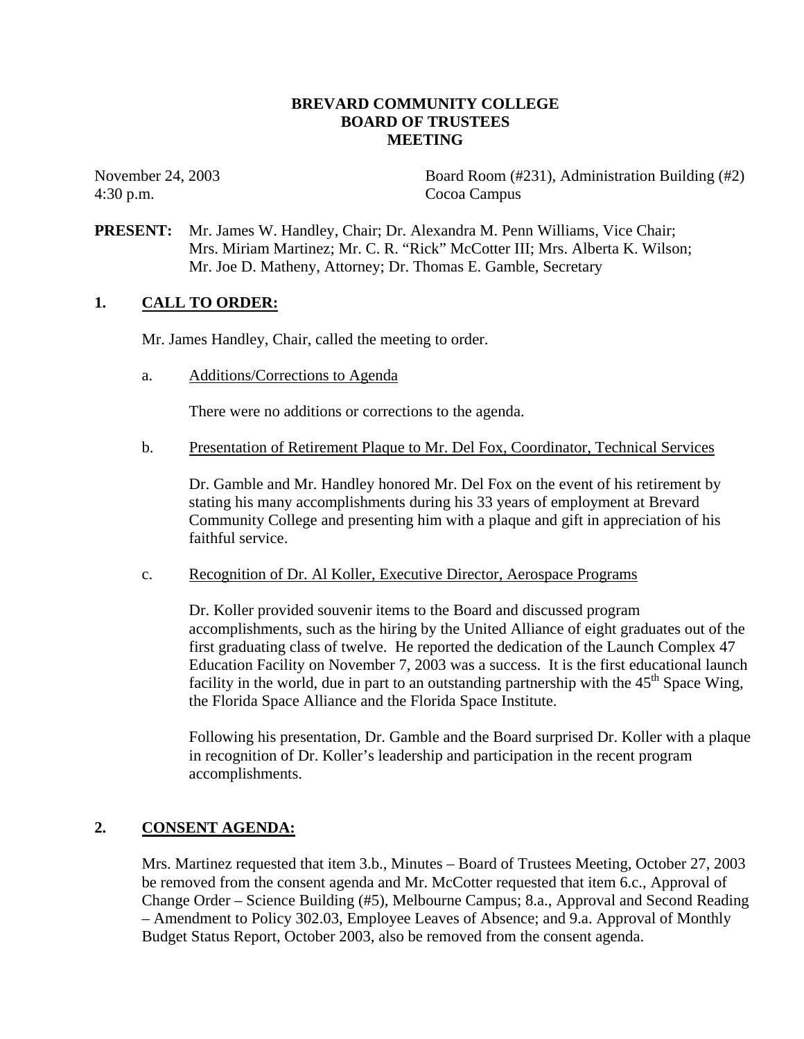# BREVARD COMMUNITY COLLEGE
# BOARD OF TRUSTEES
# MEETING

November 24, 2003
4:30 p.m.

Board Room (#231), Administration Building (#2)
Cocoa Campus

**PRESENT:** Mr. James W. Handley, Chair; Dr. Alexandra M. Penn Williams, Vice Chair; Mrs. Miriam Martinez; Mr. C. R. "Rick" McCotter III; Mrs. Alberta K. Wilson; Mr. Joe D. Matheny, Attorney; Dr. Thomas E. Gamble, Secretary

## 1. CALL TO ORDER:

Mr. James Handley, Chair, called the meeting to order.

a. Additions/Corrections to Agenda

There were no additions or corrections to the agenda.

b. Presentation of Retirement Plaque to Mr. Del Fox, Coordinator, Technical Services

Dr. Gamble and Mr. Handley honored Mr. Del Fox on the event of his retirement by stating his many accomplishments during his 33 years of employment at Brevard Community College and presenting him with a plaque and gift in appreciation of his faithful service.

c. Recognition of Dr. Al Koller, Executive Director, Aerospace Programs

Dr. Koller provided souvenir items to the Board and discussed program accomplishments, such as the hiring by the United Alliance of eight graduates out of the first graduating class of twelve. He reported the dedication of the Launch Complex 47 Education Facility on November 7, 2003 was a success. It is the first educational launch facility in the world, due in part to an outstanding partnership with the 45th Space Wing, the Florida Space Alliance and the Florida Space Institute.

Following his presentation, Dr. Gamble and the Board surprised Dr. Koller with a plaque in recognition of Dr. Koller's leadership and participation in the recent program accomplishments.

## 2. CONSENT AGENDA:

Mrs. Martinez requested that item 3.b., Minutes – Board of Trustees Meeting, October 27, 2003 be removed from the consent agenda and Mr. McCotter requested that item 6.c., Approval of Change Order – Science Building (#5), Melbourne Campus; 8.a., Approval and Second Reading – Amendment to Policy 302.03, Employee Leaves of Absence; and 9.a. Approval of Monthly Budget Status Report, October 2003, also be removed from the consent agenda.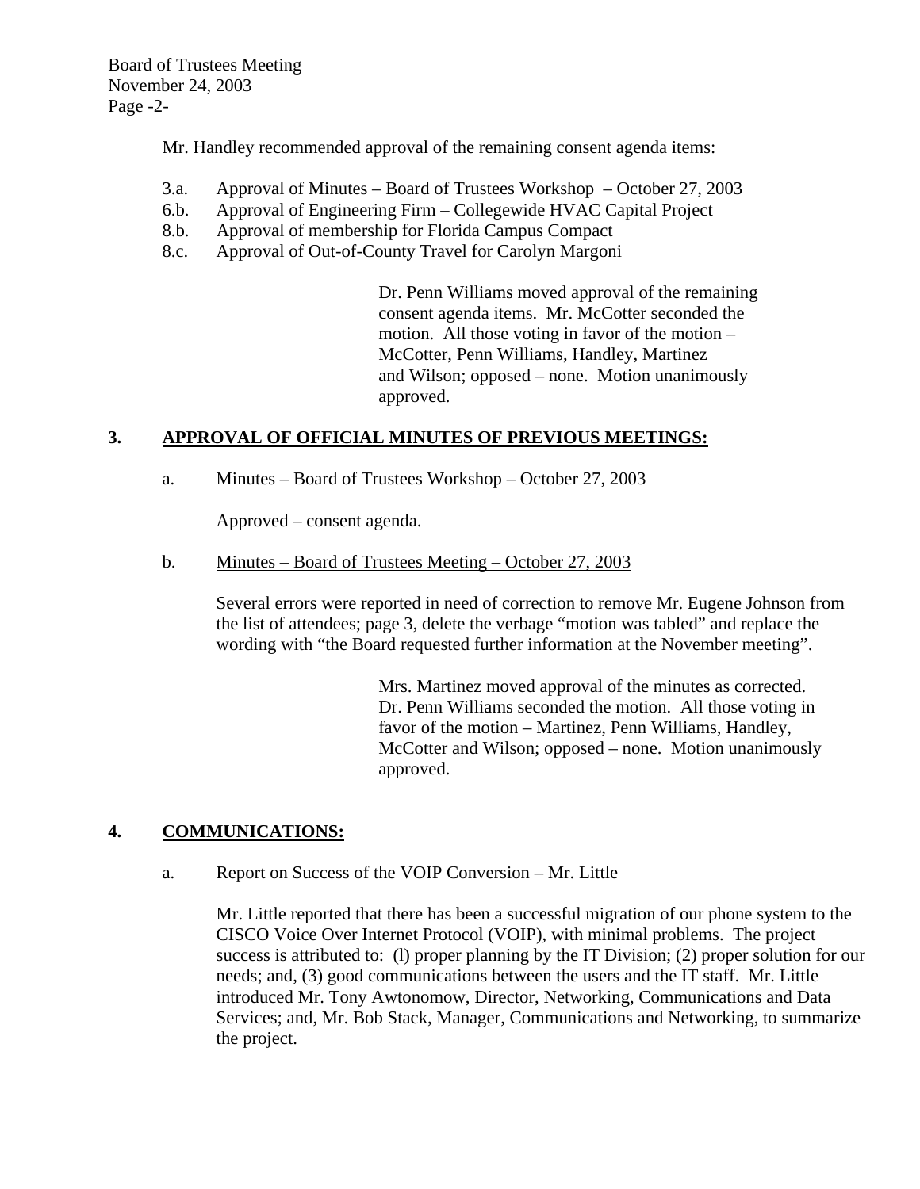Mr. Handley recommended approval of the remaining consent agenda items:

- 3.a. Approval of Minutes – Board of Trustees Workshop – October 27, 2003
- 6.b. Approval of Engineering Firm – Collegewide HVAC Capital Project
- 8.b. Approval of membership for Florida Campus Compact
- 8.c. Approval of Out-of-County Travel for Carolyn Margoni

Dr. Penn Williams moved approval of the remaining consent agenda items. Mr. McCotter seconded the motion. All those voting in favor of the motion – McCotter, Penn Williams, Handley, Martinez and Wilson; opposed – none. Motion unanimously approved.

## 3. APPROVAL OF OFFICIAL MINUTES OF PREVIOUS MEETINGS:

a. Minutes – Board of Trustees Workshop – October 27, 2003

Approved – consent agenda.

b. Minutes – Board of Trustees Meeting – October 27, 2003

Several errors were reported in need of correction to remove Mr. Eugene Johnson from the list of attendees; page 3, delete the verbage "motion was tabled" and replace the wording with "the Board requested further information at the November meeting".

Mrs. Martinez moved approval of the minutes as corrected. Dr. Penn Williams seconded the motion. All those voting in favor of the motion – Martinez, Penn Williams, Handley, McCotter and Wilson; opposed – none. Motion unanimously approved.

## 4. COMMUNICATIONS:

a. Report on Success of the VOIP Conversion – Mr. Little

Mr. Little reported that there has been a successful migration of our phone system to the CISCO Voice Over Internet Protocol (VOIP), with minimal problems. The project success is attributed to: (l) proper planning by the IT Division; (2) proper solution for our needs; and, (3) good communications between the users and the IT staff. Mr. Little introduced Mr. Tony Awtonomow, Director, Networking, Communications and Data Services; and, Mr. Bob Stack, Manager, Communications and Networking, to summarize the project.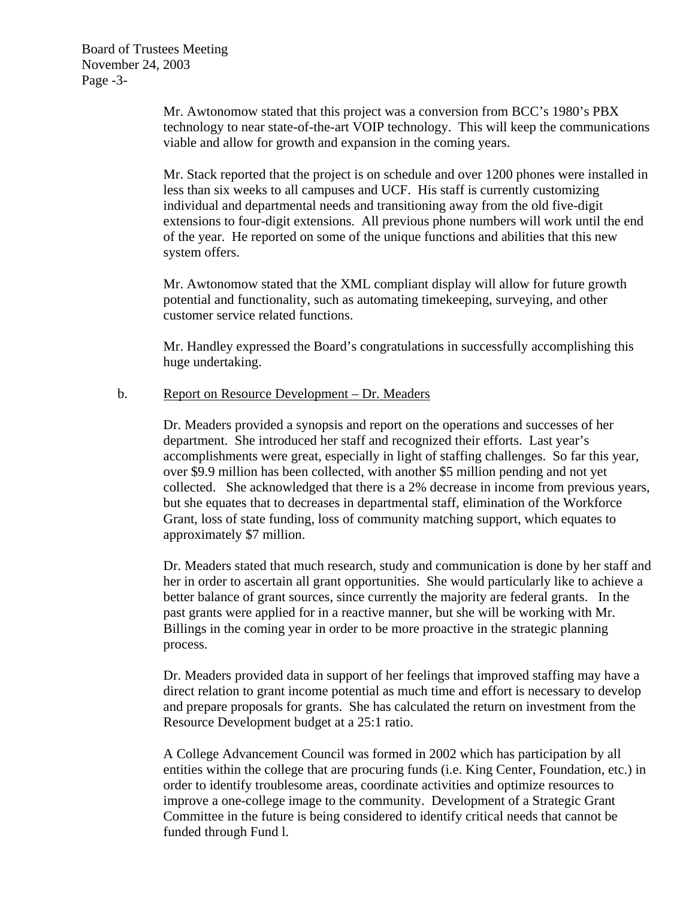Mr. Awtonomow stated that this project was a conversion from BCC's 1980's PBX technology to near state-of-the-art VOIP technology. This will keep the communications viable and allow for growth and expansion in the coming years.

Mr. Stack reported that the project is on schedule and over 1200 phones were installed in less than six weeks to all campuses and UCF. His staff is currently customizing individual and departmental needs and transitioning away from the old five-digit extensions to four-digit extensions. All previous phone numbers will work until the end of the year. He reported on some of the unique functions and abilities that this new system offers.

Mr. Awtonomow stated that the XML compliant display will allow for future growth potential and functionality, such as automating timekeeping, surveying, and other customer service related functions.

Mr. Handley expressed the Board's congratulations in successfully accomplishing this huge undertaking.

b. Report on Resource Development – Dr. Meaders

Dr. Meaders provided a synopsis and report on the operations and successes of her department. She introduced her staff and recognized their efforts. Last year's accomplishments were great, especially in light of staffing challenges. So far this year, over $9.9 million has been collected, with another $5 million pending and not yet collected. She acknowledged that there is a 2% decrease in income from previous years, but she equates that to decreases in departmental staff, elimination of the Workforce Grant, loss of state funding, loss of community matching support, which equates to approximately $7 million.

Dr. Meaders stated that much research, study and communication is done by her staff and her in order to ascertain all grant opportunities. She would particularly like to achieve a better balance of grant sources, since currently the majority are federal grants. In the past grants were applied for in a reactive manner, but she will be working with Mr. Billings in the coming year in order to be more proactive in the strategic planning process.

Dr. Meaders provided data in support of her feelings that improved staffing may have a direct relation to grant income potential as much time and effort is necessary to develop and prepare proposals for grants. She has calculated the return on investment from the Resource Development budget at a 25:1 ratio.

A College Advancement Council was formed in 2002 which has participation by all entities within the college that are procuring funds (i.e. King Center, Foundation, etc.) in order to identify troublesome areas, coordinate activities and optimize resources to improve a one-college image to the community. Development of a Strategic Grant Committee in the future is being considered to identify critical needs that cannot be funded through Fund l.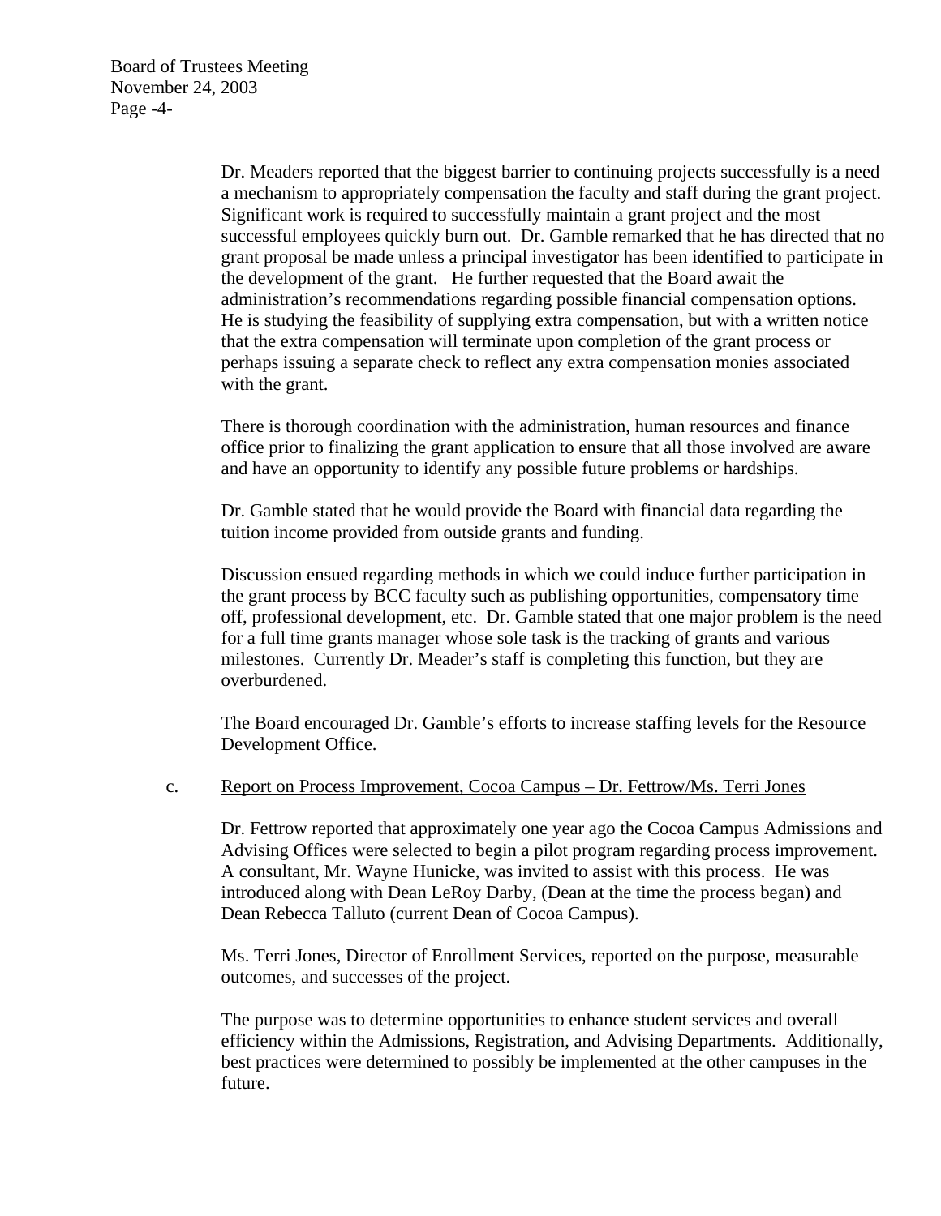Dr. Meaders reported that the biggest barrier to continuing projects successfully is a need a mechanism to appropriately compensation the faculty and staff during the grant project. Significant work is required to successfully maintain a grant project and the most successful employees quickly burn out. Dr. Gamble remarked that he has directed that no grant proposal be made unless a principal investigator has been identified to participate in the development of the grant. He further requested that the Board await the administration's recommendations regarding possible financial compensation options. He is studying the feasibility of supplying extra compensation, but with a written notice that the extra compensation will terminate upon completion of the grant process or perhaps issuing a separate check to reflect any extra compensation monies associated with the grant.

There is thorough coordination with the administration, human resources and finance office prior to finalizing the grant application to ensure that all those involved are aware and have an opportunity to identify any possible future problems or hardships.

Dr. Gamble stated that he would provide the Board with financial data regarding the tuition income provided from outside grants and funding.

Discussion ensued regarding methods in which we could induce further participation in the grant process by BCC faculty such as publishing opportunities, compensatory time off, professional development, etc. Dr. Gamble stated that one major problem is the need for a full time grants manager whose sole task is the tracking of grants and various milestones. Currently Dr. Meader's staff is completing this function, but they are overburdened.

The Board encouraged Dr. Gamble's efforts to increase staffing levels for the Resource Development Office.

c. Report on Process Improvement, Cocoa Campus – Dr. Fettrow/Ms. Terri Jones

Dr. Fettrow reported that approximately one year ago the Cocoa Campus Admissions and Advising Offices were selected to begin a pilot program regarding process improvement. A consultant, Mr. Wayne Hunicke, was invited to assist with this process. He was introduced along with Dean LeRoy Darby, (Dean at the time the process began) and Dean Rebecca Talluto (current Dean of Cocoa Campus).

Ms. Terri Jones, Director of Enrollment Services, reported on the purpose, measurable outcomes, and successes of the project.

The purpose was to determine opportunities to enhance student services and overall efficiency within the Admissions, Registration, and Advising Departments. Additionally, best practices were determined to possibly be implemented at the other campuses in the future.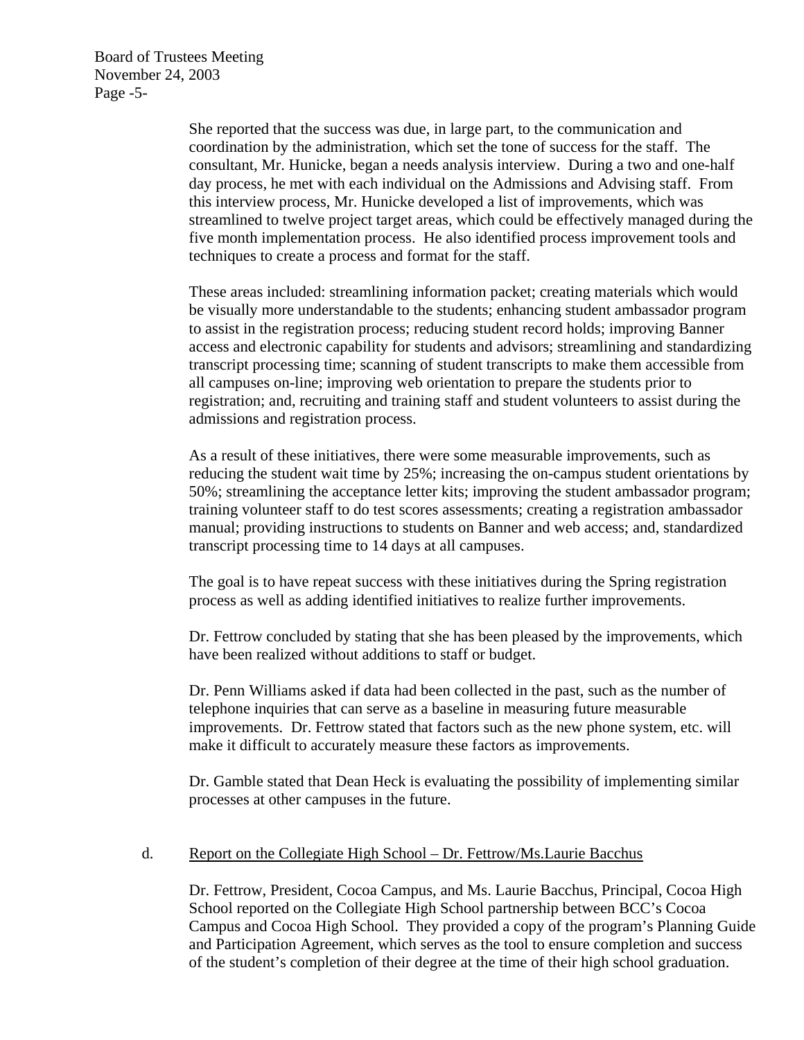She reported that the success was due, in large part, to the communication and coordination by the administration, which set the tone of success for the staff. The consultant, Mr. Hunicke, began a needs analysis interview. During a two and one-half day process, he met with each individual on the Admissions and Advising staff. From this interview process, Mr. Hunicke developed a list of improvements, which was streamlined to twelve project target areas, which could be effectively managed during the five month implementation process. He also identified process improvement tools and techniques to create a process and format for the staff.

These areas included: streamlining information packet; creating materials which would be visually more understandable to the students; enhancing student ambassador program to assist in the registration process; reducing student record holds; improving Banner access and electronic capability for students and advisors; streamlining and standardizing transcript processing time; scanning of student transcripts to make them accessible from all campuses on-line; improving web orientation to prepare the students prior to registration; and, recruiting and training staff and student volunteers to assist during the admissions and registration process.

As a result of these initiatives, there were some measurable improvements, such as reducing the student wait time by 25%; increasing the on-campus student orientations by 50%; streamlining the acceptance letter kits; improving the student ambassador program; training volunteer staff to do test scores assessments; creating a registration ambassador manual; providing instructions to students on Banner and web access; and, standardized transcript processing time to 14 days at all campuses.

The goal is to have repeat success with these initiatives during the Spring registration process as well as adding identified initiatives to realize further improvements.

Dr. Fettrow concluded by stating that she has been pleased by the improvements, which have been realized without additions to staff or budget.

Dr. Penn Williams asked if data had been collected in the past, such as the number of telephone inquiries that can serve as a baseline in measuring future measurable improvements. Dr. Fettrow stated that factors such as the new phone system, etc. will make it difficult to accurately measure these factors as improvements.

Dr. Gamble stated that Dean Heck is evaluating the possibility of implementing similar processes at other campuses in the future.

d. Report on the Collegiate High School – Dr. Fettrow/Ms.Laurie Bacchus

Dr. Fettrow, President, Cocoa Campus, and Ms. Laurie Bacchus, Principal, Cocoa High School reported on the Collegiate High School partnership between BCC's Cocoa Campus and Cocoa High School. They provided a copy of the program's Planning Guide and Participation Agreement, which serves as the tool to ensure completion and success of the student's completion of their degree at the time of their high school graduation.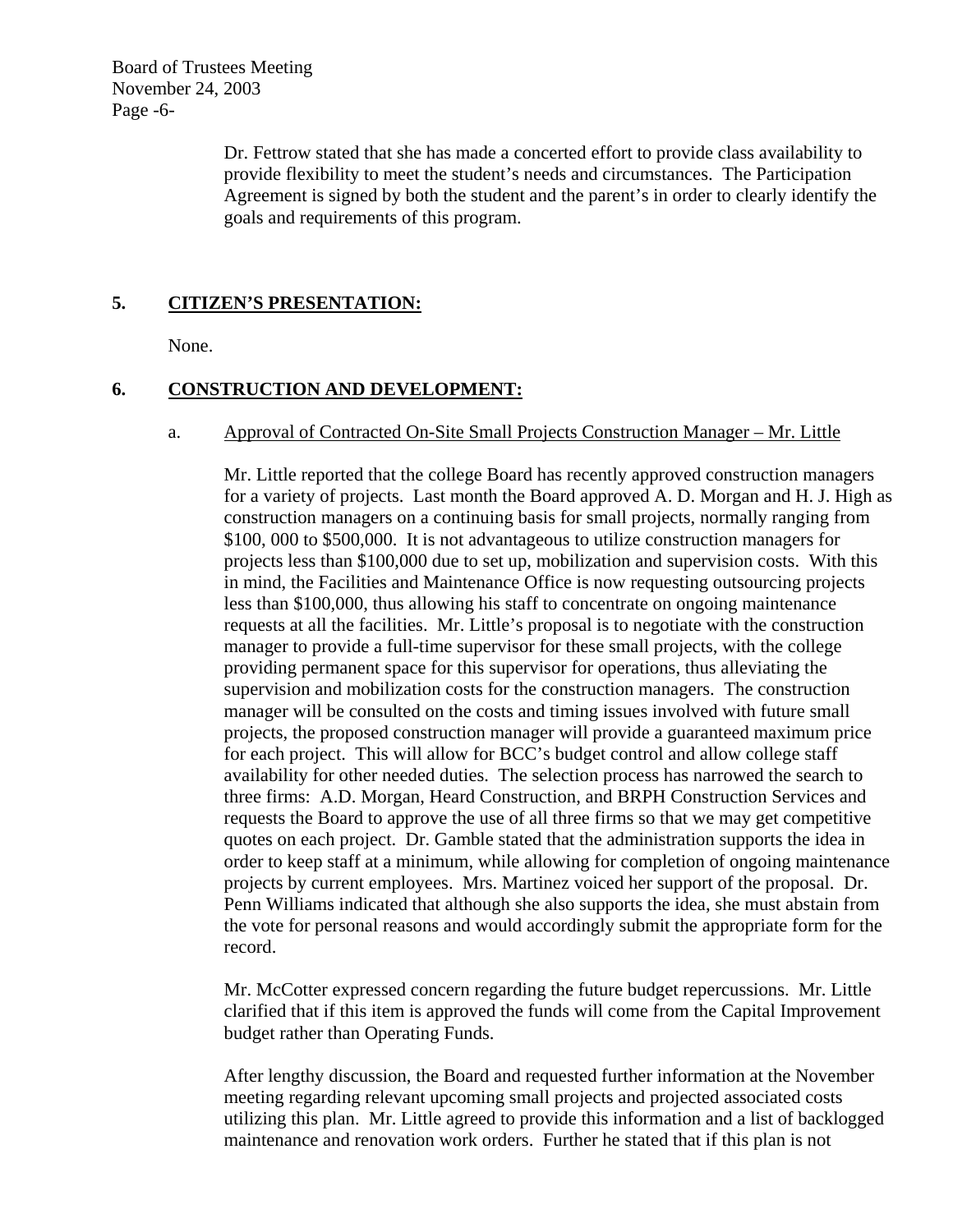Dr. Fettrow stated that she has made a concerted effort to provide class availability to provide flexibility to meet the student's needs and circumstances. The Participation Agreement is signed by both the student and the parent's in order to clearly identify the goals and requirements of this program.

## 5. CITIZEN'S PRESENTATION:

None.

## 6. CONSTRUCTION AND DEVELOPMENT:

a. Approval of Contracted On-Site Small Projects Construction Manager – Mr. Little

Mr. Little reported that the college Board has recently approved construction managers for a variety of projects. Last month the Board approved A. D. Morgan and H. J. High as construction managers on a continuing basis for small projects, normally ranging from $100, 000 to $500,000. It is not advantageous to utilize construction managers for projects less than $100,000 due to set up, mobilization and supervision costs. With this in mind, the Facilities and Maintenance Office is now requesting outsourcing projects less than $100,000, thus allowing his staff to concentrate on ongoing maintenance requests at all the facilities. Mr. Little's proposal is to negotiate with the construction manager to provide a full-time supervisor for these small projects, with the college providing permanent space for this supervisor for operations, thus alleviating the supervision and mobilization costs for the construction managers. The construction manager will be consulted on the costs and timing issues involved with future small projects, the proposed construction manager will provide a guaranteed maximum price for each project. This will allow for BCC's budget control and allow college staff availability for other needed duties. The selection process has narrowed the search to three firms: A.D. Morgan, Heard Construction, and BRPH Construction Services and requests the Board to approve the use of all three firms so that we may get competitive quotes on each project. Dr. Gamble stated that the administration supports the idea in order to keep staff at a minimum, while allowing for completion of ongoing maintenance projects by current employees. Mrs. Martinez voiced her support of the proposal. Dr. Penn Williams indicated that although she also supports the idea, she must abstain from the vote for personal reasons and would accordingly submit the appropriate form for the record.

Mr. McCotter expressed concern regarding the future budget repercussions. Mr. Little clarified that if this item is approved the funds will come from the Capital Improvement budget rather than Operating Funds.

After lengthy discussion, the Board and requested further information at the November meeting regarding relevant upcoming small projects and projected associated costs utilizing this plan. Mr. Little agreed to provide this information and a list of backlogged maintenance and renovation work orders. Further he stated that if this plan is not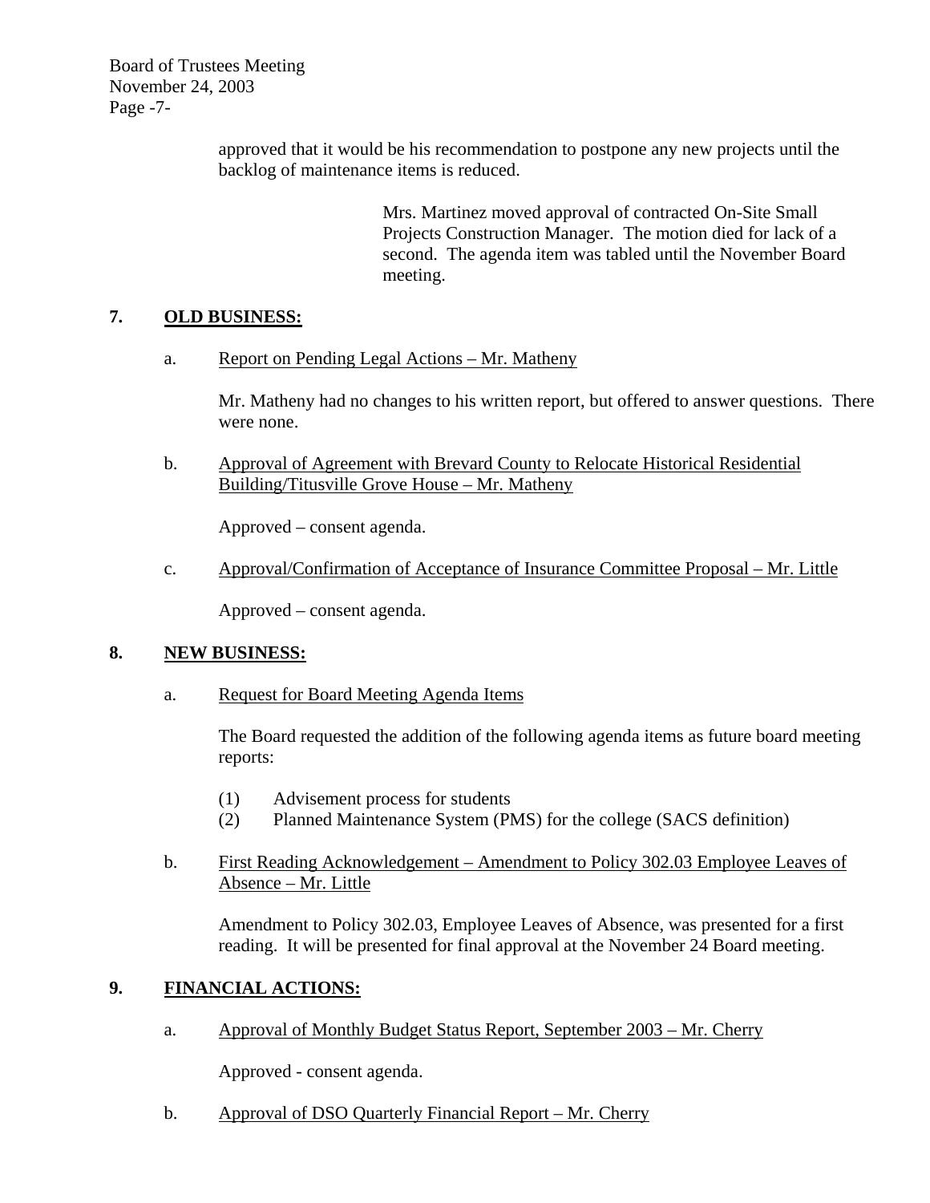approved that it would be his recommendation to postpone any new projects until the backlog of maintenance items is reduced.

Mrs. Martinez moved approval of contracted On-Site Small Projects Construction Manager. The motion died for lack of a second. The agenda item was tabled until the November Board meeting.

## 7. OLD BUSINESS:

a. Report on Pending Legal Actions – Mr. Matheny

Mr. Matheny had no changes to his written report, but offered to answer questions. There were none.

b. Approval of Agreement with Brevard County to Relocate Historical Residential Building/Titusville Grove House – Mr. Matheny

Approved – consent agenda.

c. Approval/Confirmation of Acceptance of Insurance Committee Proposal – Mr. Little

Approved – consent agenda.

## 8. NEW BUSINESS:

a. Request for Board Meeting Agenda Items

The Board requested the addition of the following agenda items as future board meeting reports:

(1) Advisement process for students
(2) Planned Maintenance System (PMS) for the college (SACS definition)

b. First Reading Acknowledgement – Amendment to Policy 302.03 Employee Leaves of Absence – Mr. Little

Amendment to Policy 302.03, Employee Leaves of Absence, was presented for a first reading. It will be presented for final approval at the November 24 Board meeting.

## 9. FINANCIAL ACTIONS:

a. Approval of Monthly Budget Status Report, September 2003 – Mr. Cherry

Approved - consent agenda.

b. Approval of DSO Quarterly Financial Report – Mr. Cherry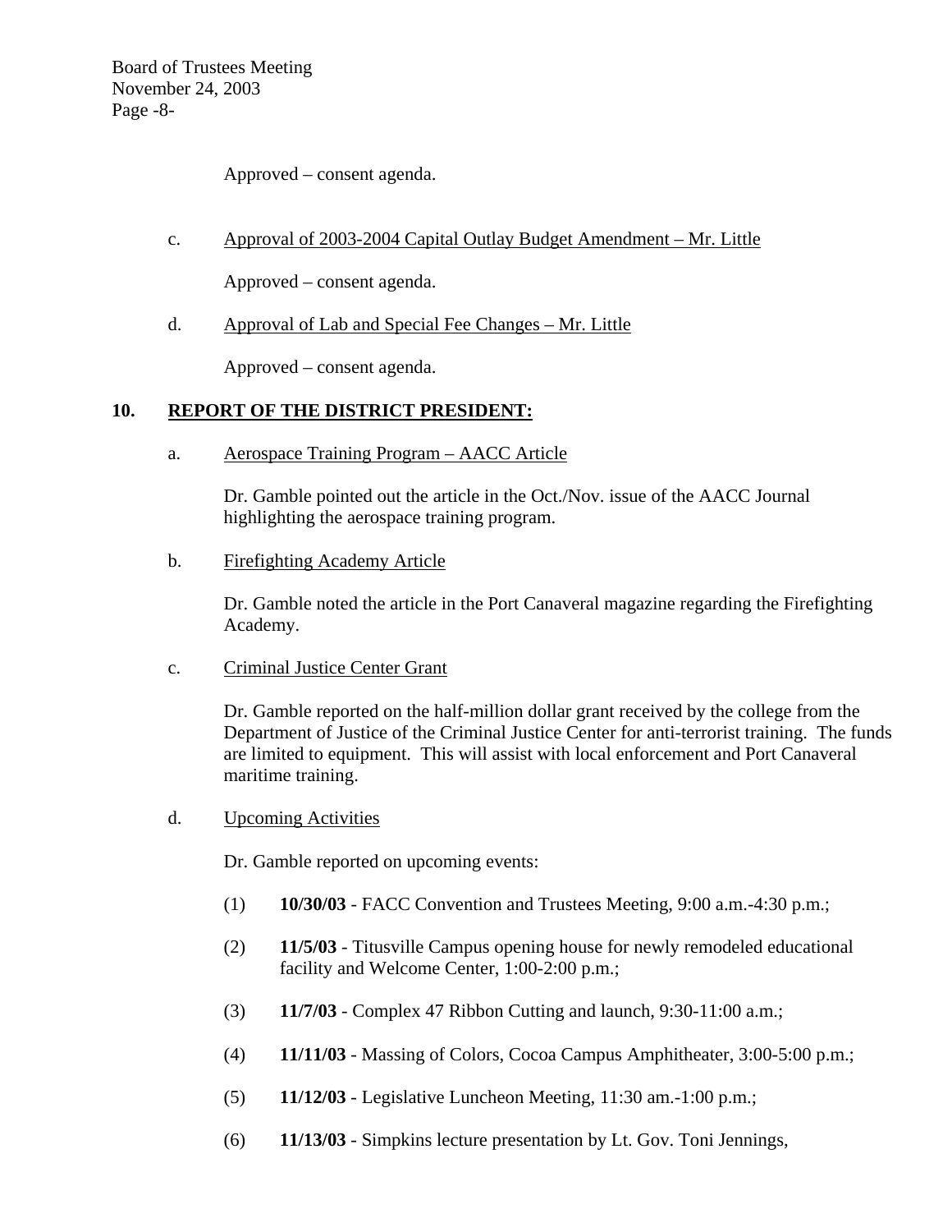Approved – consent agenda.

c. Approval of 2003-2004 Capital Outlay Budget Amendment – Mr. Little

Approved – consent agenda.

d. Approval of Lab and Special Fee Changes – Mr. Little

Approved – consent agenda.

## 10. REPORT OF THE DISTRICT PRESIDENT:

a. Aerospace Training Program – AACC Article

Dr. Gamble pointed out the article in the Oct./Nov. issue of the AACC Journal highlighting the aerospace training program.

b. Firefighting Academy Article

Dr. Gamble noted the article in the Port Canaveral magazine regarding the Firefighting Academy.

c. Criminal Justice Center Grant

Dr. Gamble reported on the half-million dollar grant received by the college from the Department of Justice of the Criminal Justice Center for anti-terrorist training. The funds are limited to equipment. This will assist with local enforcement and Port Canaveral maritime training.

d. Upcoming Activities

Dr. Gamble reported on upcoming events:

(1) **10/30/03** - FACC Convention and Trustees Meeting, 9:00 a.m.-4:30 p.m.;

(2) **11/5/03** - Titusville Campus opening house for newly remodeled educational facility and Welcome Center, 1:00-2:00 p.m.;

(3) **11/7/03** - Complex 47 Ribbon Cutting and launch, 9:30-11:00 a.m.;

(4) **11/11/03** - Massing of Colors, Cocoa Campus Amphitheater, 3:00-5:00 p.m.;

(5) **11/12/03** - Legislative Luncheon Meeting, 11:30 am.-1:00 p.m.;

(6) **11/13/03** - Simpkins lecture presentation by Lt. Gov. Toni Jennings,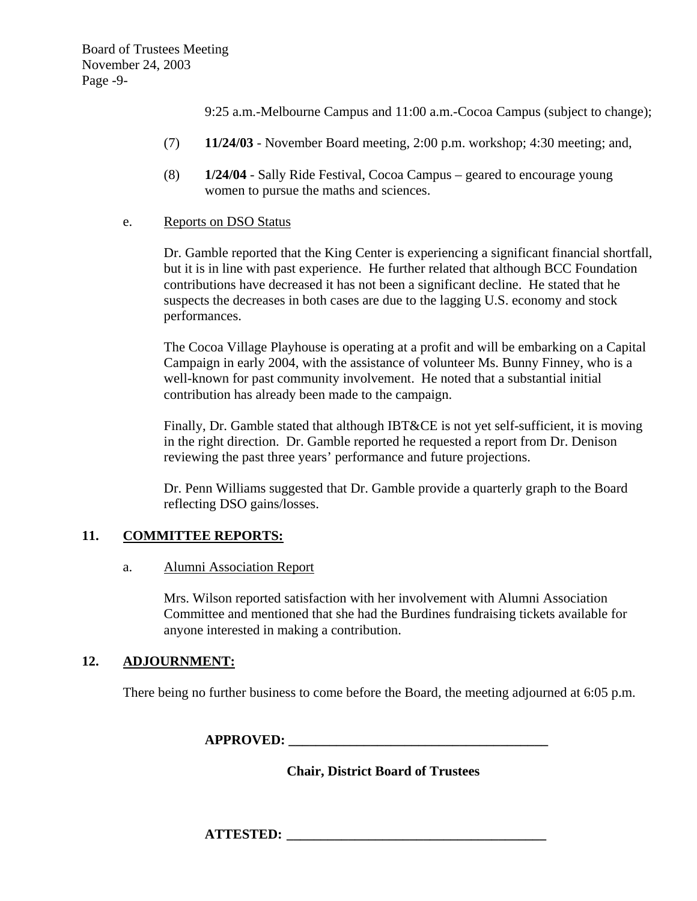9:25 a.m.-Melbourne Campus and 11:00 a.m.-Cocoa Campus (subject to change);

(7) **11/24/03** - November Board meeting, 2:00 p.m. workshop; 4:30 meeting; and,

(8) **1/24/04** - Sally Ride Festival, Cocoa Campus – geared to encourage young women to pursue the maths and sciences.

e. Reports on DSO Status

Dr. Gamble reported that the King Center is experiencing a significant financial shortfall, but it is in line with past experience. He further related that although BCC Foundation contributions have decreased it has not been a significant decline. He stated that he suspects the decreases in both cases are due to the lagging U.S. economy and stock performances.

The Cocoa Village Playhouse is operating at a profit and will be embarking on a Capital Campaign in early 2004, with the assistance of volunteer Ms. Bunny Finney, who is a well-known for past community involvement. He noted that a substantial initial contribution has already been made to the campaign.

Finally, Dr. Gamble stated that although IBT&CE is not yet self-sufficient, it is moving in the right direction. Dr. Gamble reported he requested a report from Dr. Denison reviewing the past three years' performance and future projections.

Dr. Penn Williams suggested that Dr. Gamble provide a quarterly graph to the Board reflecting DSO gains/losses.

## 11. COMMITTEE REPORTS:

a. Alumni Association Report

Mrs. Wilson reported satisfaction with her involvement with Alumni Association Committee and mentioned that she had the Burdines fundraising tickets available for anyone interested in making a contribution.

## 12. ADJOURNMENT:

There being no further business to come before the Board, the meeting adjourned at 6:05 p.m.

**APPROVED: ______________________________________**

**Chair, District Board of Trustees**

**ATTESTED: ______________________________________**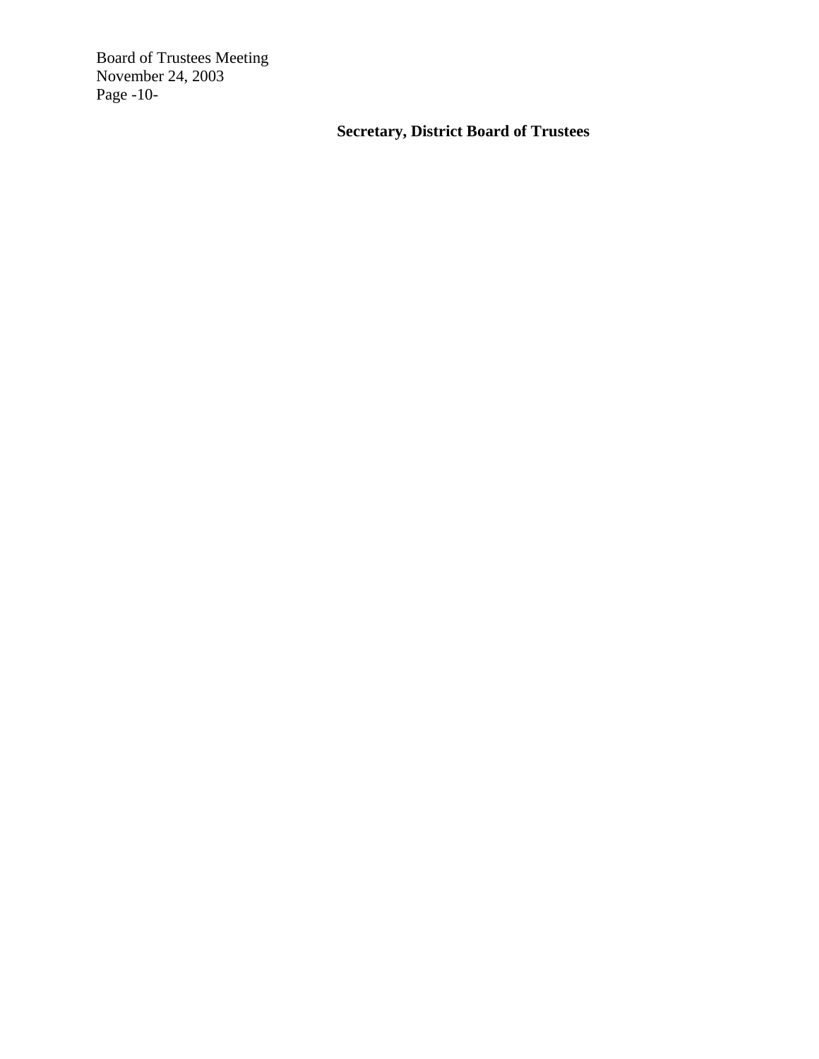**Secretary, District Board of Trustees**